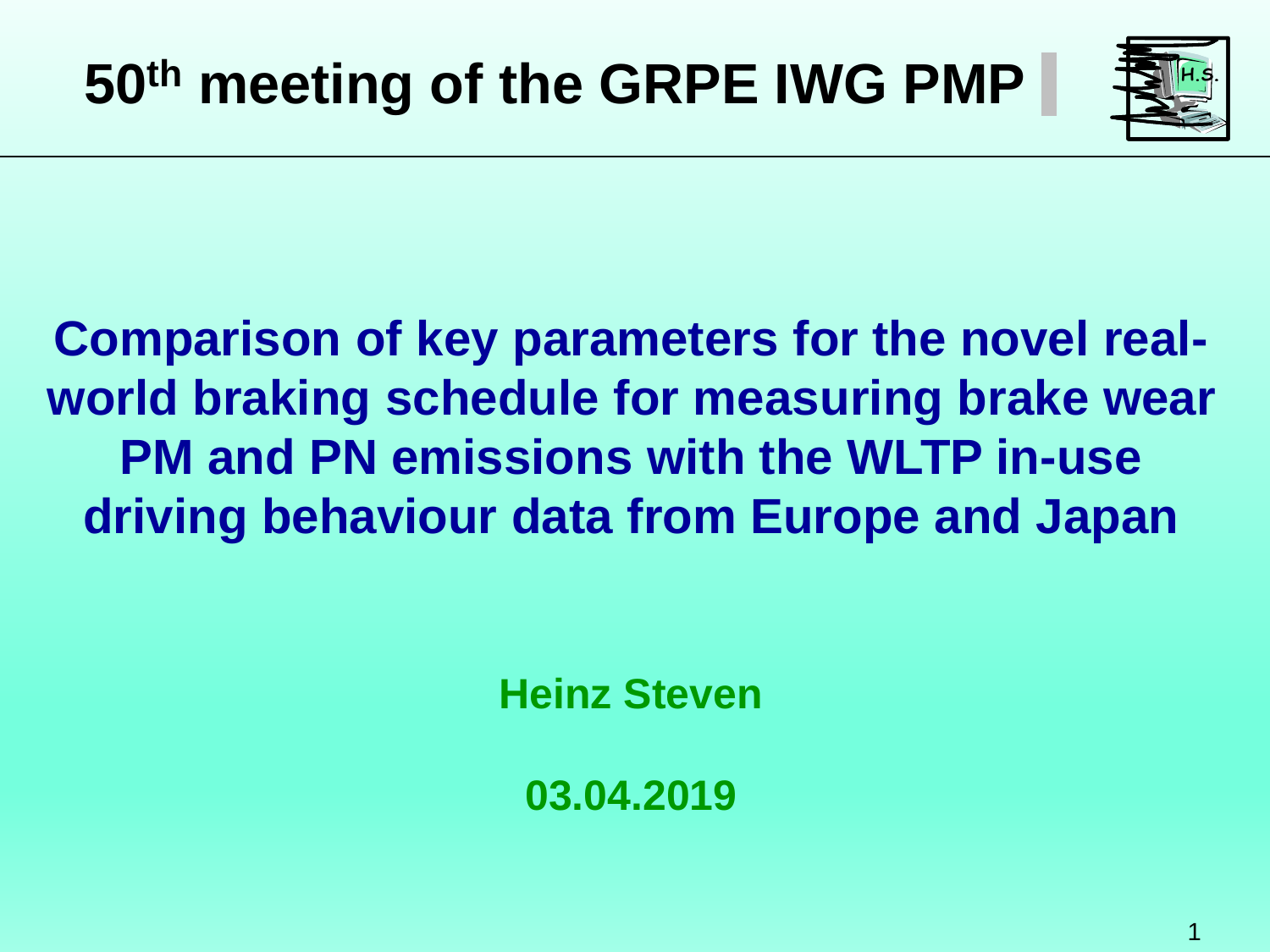# 50th meeting of the GRPE IWG PMP

## Comparison of key parameters for the novel real-world braking schedule for measuring brake wear PM and PN emissions with the WLTP in-use driving behaviour data from Europe and Japan

**Heinz Steven**

**03.04.2019**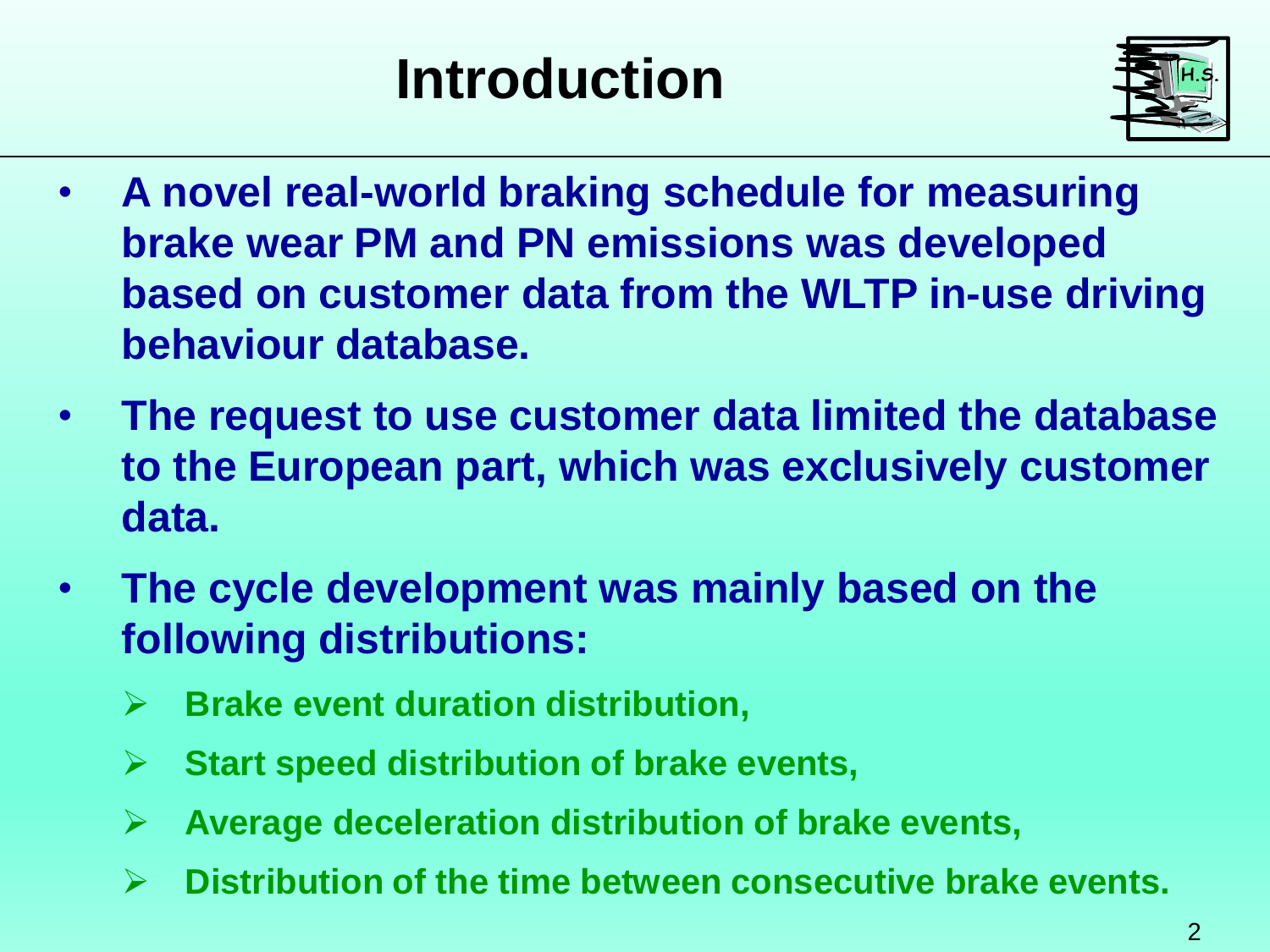# Introduction

- **A novel real-world braking schedule for measuring brake wear PM and PN emissions was developed based on customer data from the WLTP in-use driving behaviour database.**
- **The request to use customer data limited the database to the European part, which was exclusively customer data.**
- **The cycle development was mainly based on the following distributions:**
  - **Brake event duration distribution,**
  - **Start speed distribution of brake events,**
  - **Average deceleration distribution of brake events,**
  - **Distribution of the time between consecutive brake events.**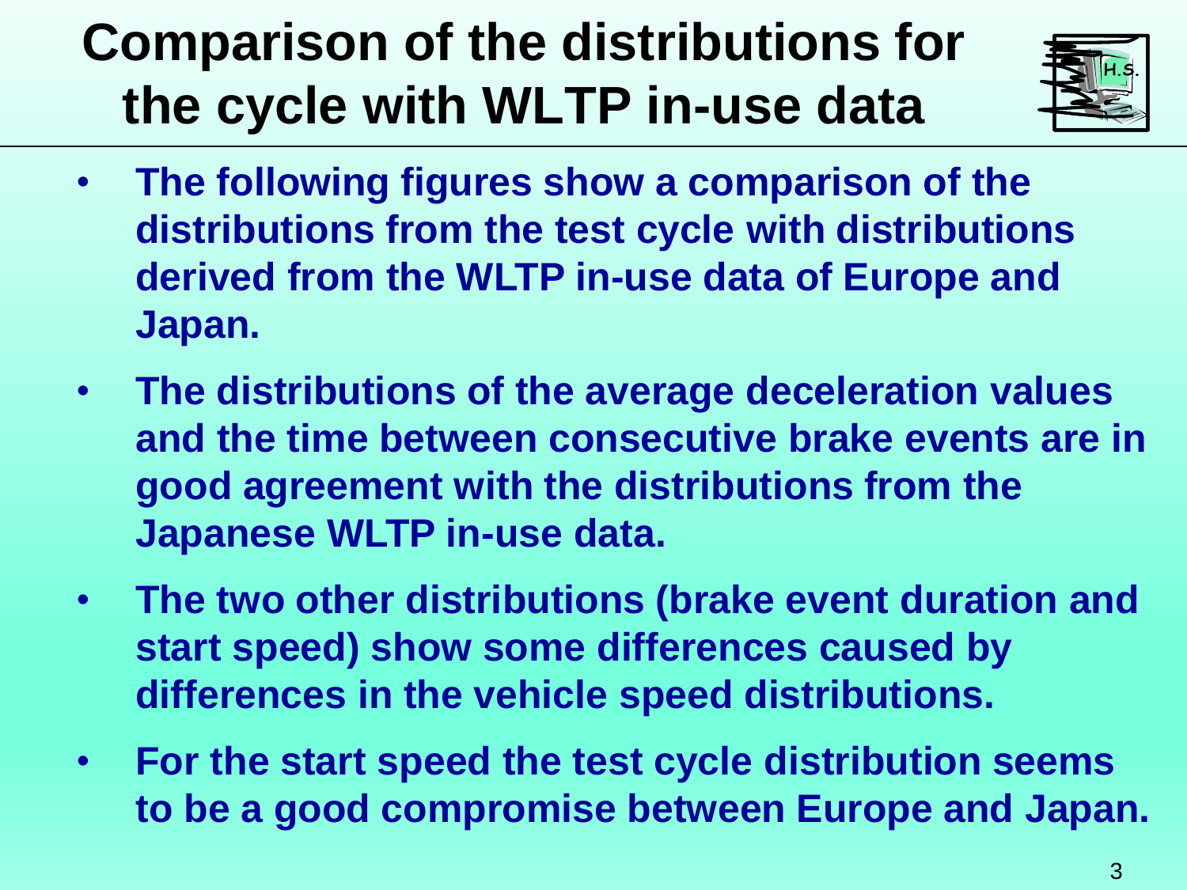# Comparison of the distributions for the cycle with WLTP in-use data

- **The following figures show a comparison of the distributions from the test cycle with distributions derived from the WLTP in-use data of Europe and Japan.**
- **The distributions of the average deceleration values and the time between consecutive brake events are in good agreement with the distributions from the Japanese WLTP in-use data.**
- **The two other distributions (brake event duration and start speed) show some differences caused by differences in the vehicle speed distributions.**
- **For the start speed the test cycle distribution seems to be a good compromise between Europe and Japan.**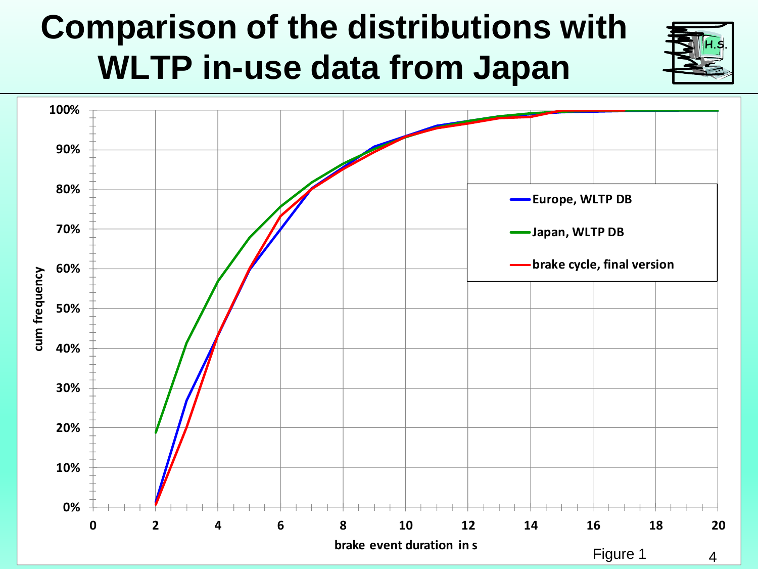# Comparison of the distributions with WLTP in-use data from Japan

Figure 1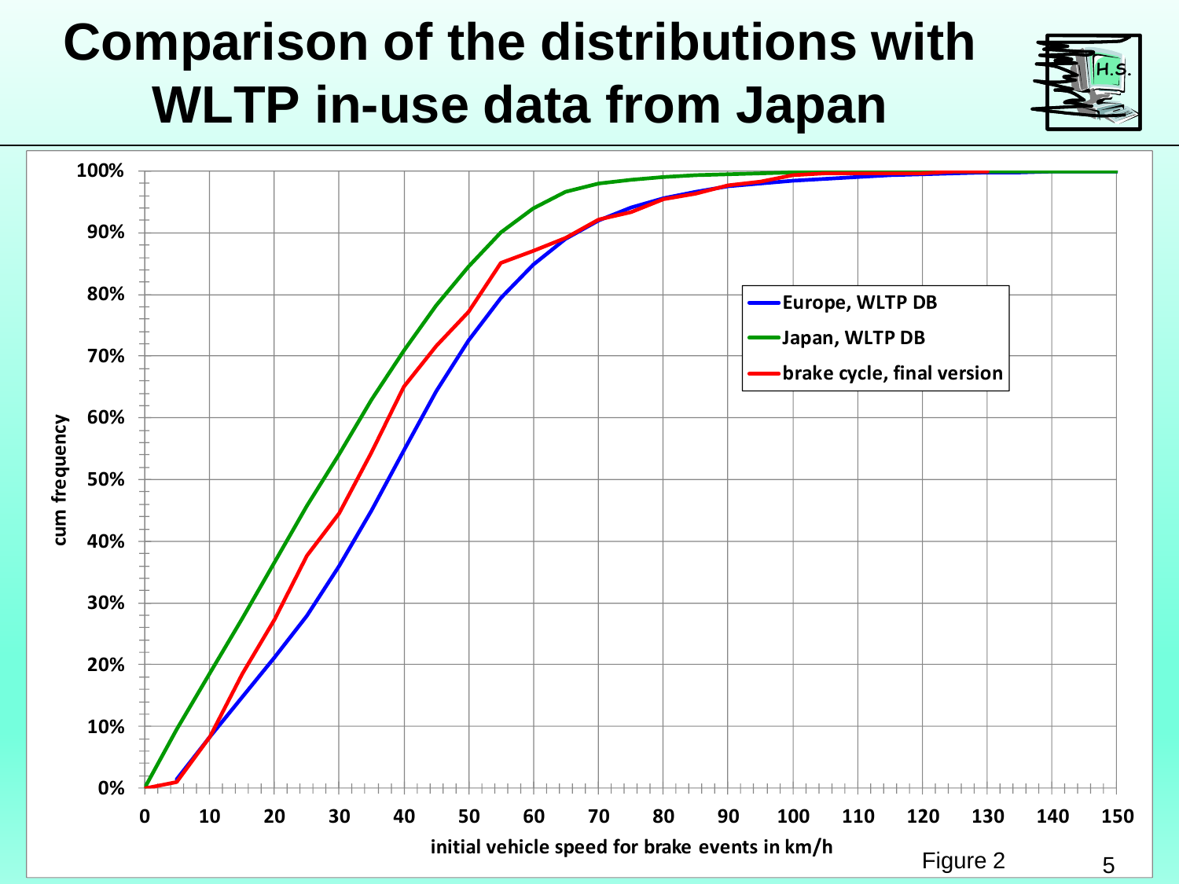# Comparison of the distributions with WLTP in-use data from Japan

Figure 2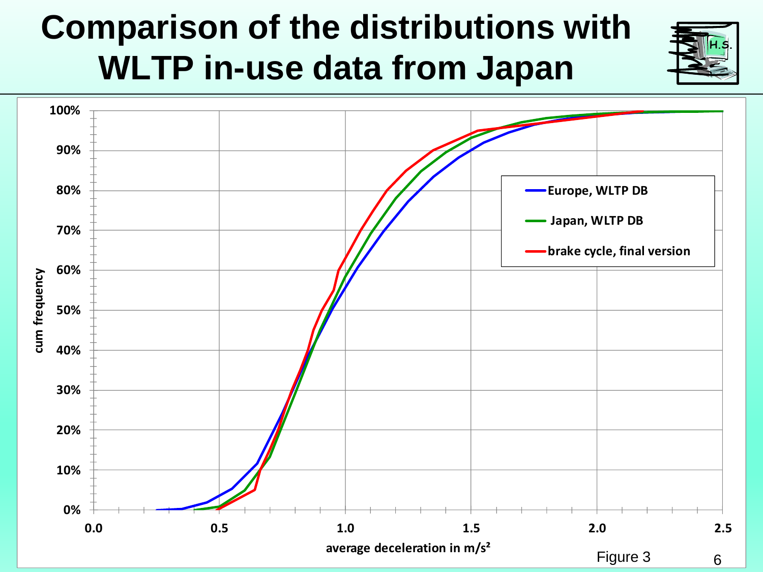# Comparison of the distributions with WLTP in-use data from Japan

Figure 3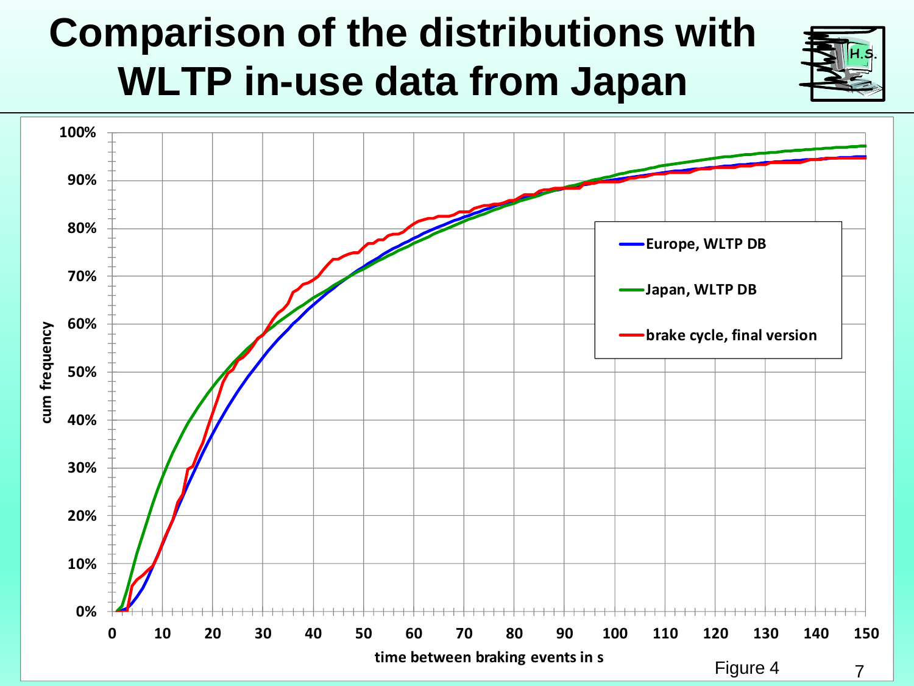# Comparison of the distributions with WLTP in-use data from Japan

Figure 4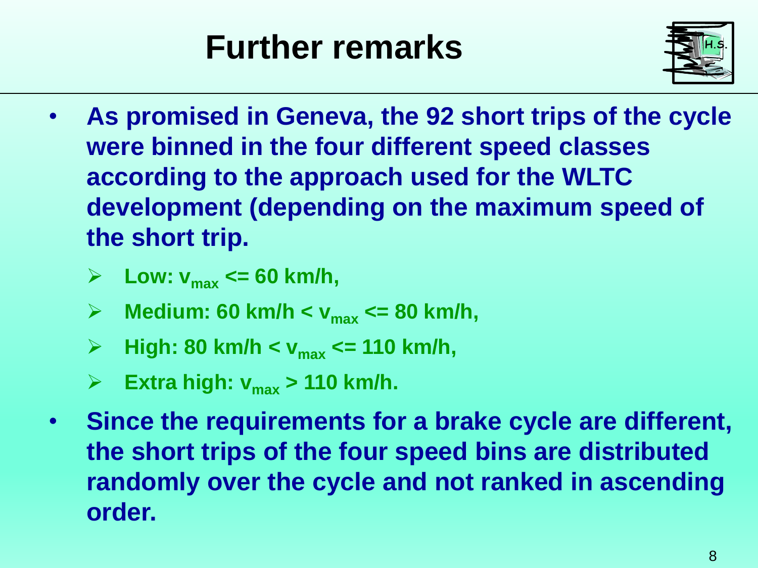# Further remarks

- As promised in Geneva, the 92 short trips of the cycle were binned in the four different speed classes according to the approach used for the WLTC development (depending on the maximum speed of the short trip.
  - Low: $v_{max}$ <= 60 km/h,
  - Medium: 60 km/h < $v_{max}$ <= 80 km/h,
  - High: 80 km/h < $v_{max}$ <= 110 km/h,
  - Extra high: $v_{max}$ > 110 km/h.
- Since the requirements for a brake cycle are different, the short trips of the four speed bins are distributed randomly over the cycle and not ranked in ascending order.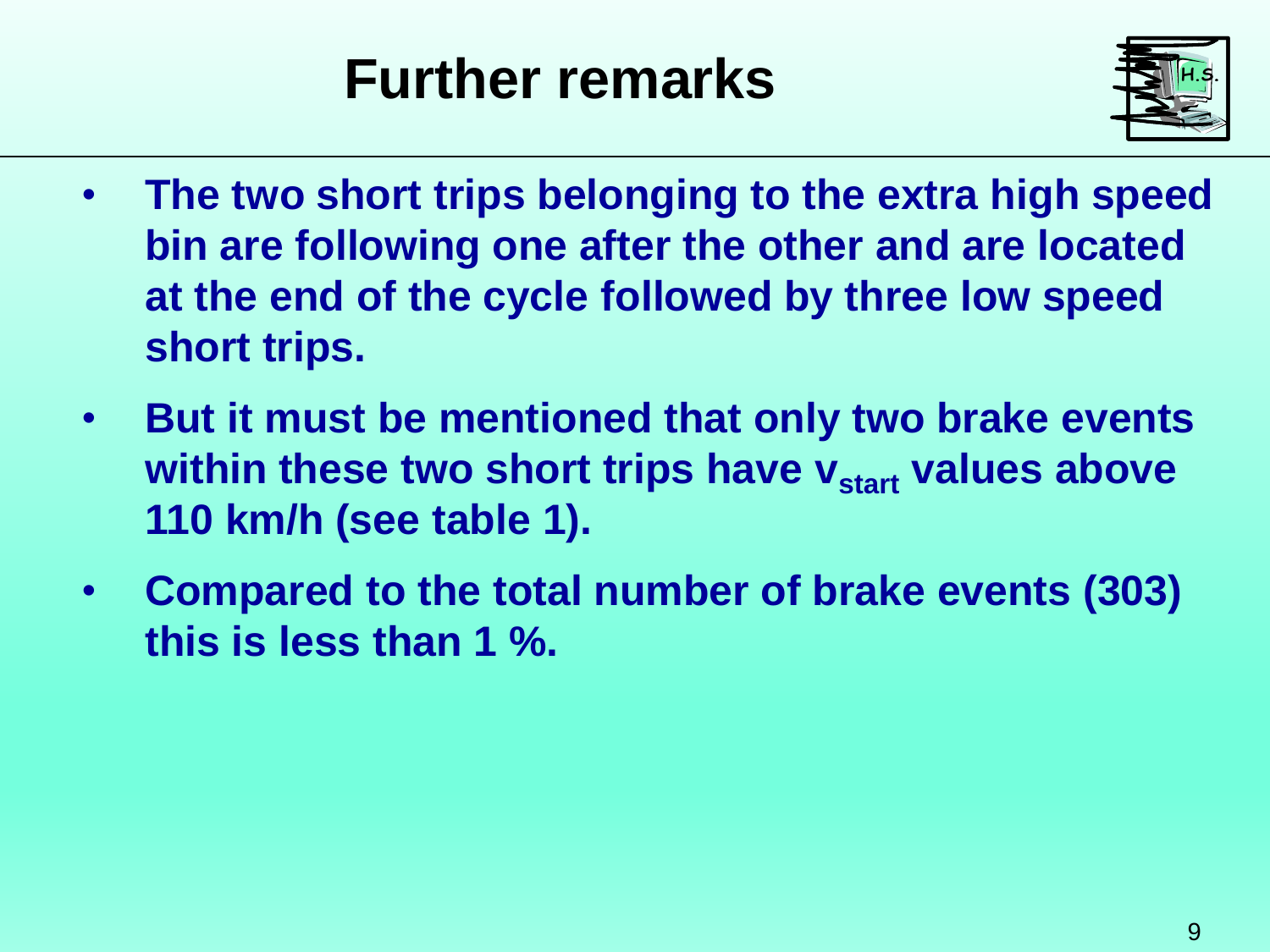# Further remarks

- **The two short trips belonging to the extra high speed bin are following one after the other and are located at the end of the cycle followed by three low speed short trips.**
- **But it must be mentioned that only two brake events within these two short trips have $v_{start}$ values above 110 km/h (see table 1).**
- **Compared to the total number of brake events (303) this is less than 1 %.**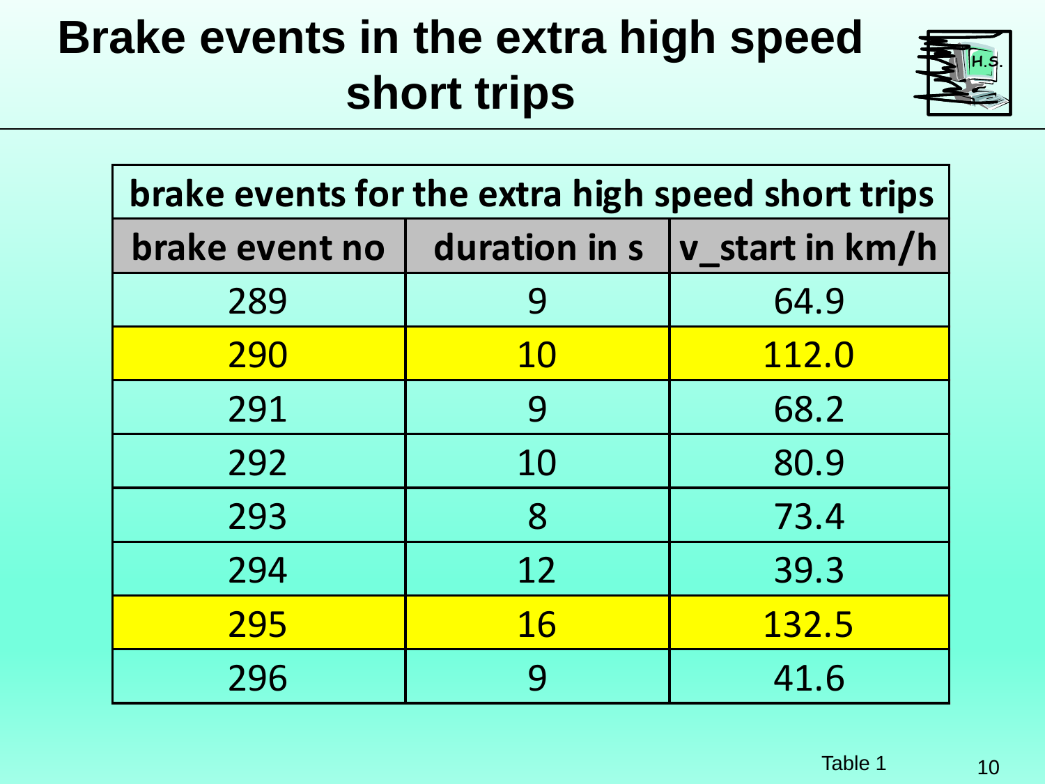# Brake events in the extra high speed short trips

| brake events for the extra high speed short trips | | |
|---|---|---|
| **brake event no** | **duration in s** | **v_start in km/h** |
| 289 | 9 | 64.9 |
| 290 | 10 | 112.0 |
| 291 | 9 | 68.2 |
| 292 | 10 | 80.9 |
| 293 | 8 | 73.4 |
| 294 | 12 | 39.3 |
| 295 | 16 | 132.5 |
| 296 | 9 | 41.6 |

Table 1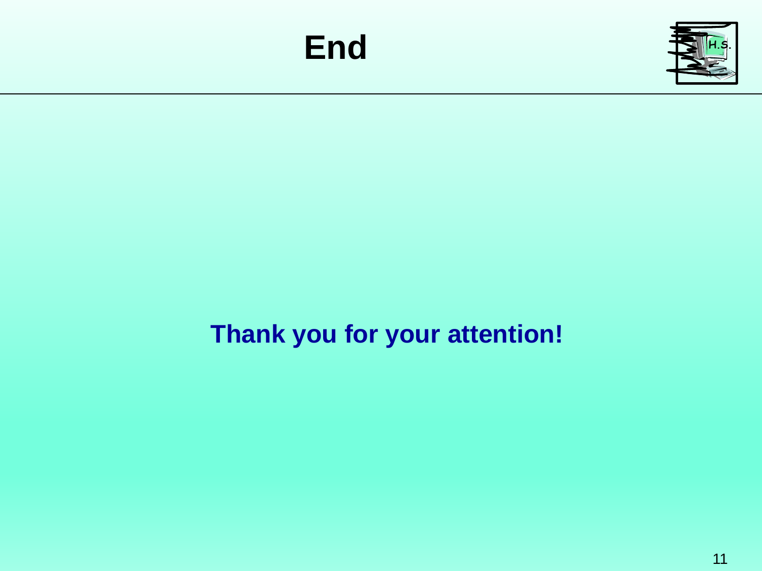# End

**Thank you for your attention!**